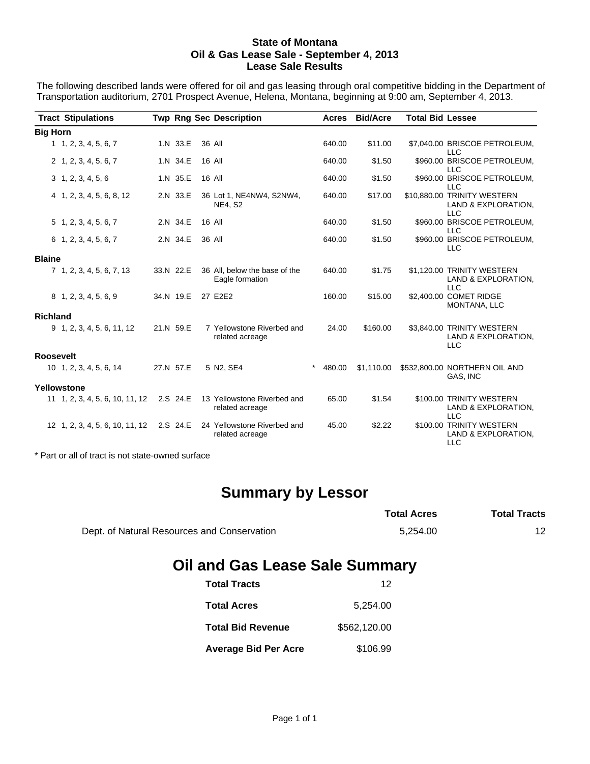**State of Montana**
**Oil & Gas Lease Sale - September 4, 2013**
**Lease Sale Results**

The following described lands were offered for oil and gas leasing through oral competitive bidding in the Department of Transportation auditorium, 2701 Prospect Avenue, Helena, Montana, beginning at 9:00 am, September 4, 2013.

| Tract | Stipulations | Twp | Rng | Sec | Description | | Acres | Bid/Acre | Total Bid | Lessee |
|---|---|---|---|---|---|---|---|---|---|---|
| **Big Horn** | | | | | | | | | | |
| 1 | 1, 2, 3, 4, 5, 6, 7 | 1.N | 33.E | 36 | All | | 640.00 | $11.00 | $7,040.00 | BRISCOE PETROLEUM, LLC |
| 2 | 1, 2, 3, 4, 5, 6, 7 | 1.N | 34.E | 16 | All | | 640.00 | $1.50 | $960.00 | BRISCOE PETROLEUM, LLC |
| 3 | 1, 2, 3, 4, 5, 6 | 1.N | 35.E | 16 | All | | 640.00 | $1.50 | $960.00 | BRISCOE PETROLEUM, LLC |
| 4 | 1, 2, 3, 4, 5, 6, 8, 12 | 2.N | 33.E | 36 | Lot 1, NE4NW4, S2NW4, NE4, S2 | | 640.00 | $17.00 | $10,880.00 | TRINITY WESTERN LAND & EXPLORATION, LLC |
| 5 | 1, 2, 3, 4, 5, 6, 7 | 2.N | 34.E | 16 | All | | 640.00 | $1.50 | $960.00 | BRISCOE PETROLEUM, LLC |
| 6 | 1, 2, 3, 4, 5, 6, 7 | 2.N | 34.E | 36 | All | | 640.00 | $1.50 | $960.00 | BRISCOE PETROLEUM, LLC |
| **Blaine** | | | | | | | | | | |
| 7 | 1, 2, 3, 4, 5, 6, 7, 13 | 33.N | 22.E | 36 | All, below the base of the Eagle formation | | 640.00 | $1.75 | $1,120.00 | TRINITY WESTERN LAND & EXPLORATION, LLC |
| 8 | 1, 2, 3, 4, 5, 6, 9 | 34.N | 19.E | 27 | E2E2 | | 160.00 | $15.00 | $2,400.00 | COMET RIDGE MONTANA, LLC |
| **Richland** | | | | | | | | | | |
| 9 | 1, 2, 3, 4, 5, 6, 11, 12 | 21.N | 59.E | 7 | Yellowstone Riverbed and related acreage | | 24.00 | $160.00 | $3,840.00 | TRINITY WESTERN LAND & EXPLORATION, LLC |
| **Roosevelt** | | | | | | | | | | |
| 10 | 1, 2, 3, 4, 5, 6, 14 | 27.N | 57.E | 5 | N2, SE4 | * | 480.00 | $1,110.00 | $532,800.00 | NORTHERN OIL AND GAS, INC |
| **Yellowstone** | | | | | | | | | | |
| 11 | 1, 2, 3, 4, 5, 6, 10, 11, 12 | 2.S | 24.E | 13 | Yellowstone Riverbed and related acreage | | 65.00 | $1.54 | $100.00 | TRINITY WESTERN LAND & EXPLORATION, LLC |
| 12 | 1, 2, 3, 4, 5, 6, 10, 11, 12 | 2.S | 24.E | 24 | Yellowstone Riverbed and related acreage | | 45.00 | $2.22 | $100.00 | TRINITY WESTERN LAND & EXPLORATION, LLC |

\* Part or all of tract is not state-owned surface

## Summary by Lessor

| | Total Acres | Total Tracts |
|---|---|---|
| Dept. of Natural Resources and Conservation | 5,254.00 | 12 |

## Oil and Gas Lease Sale Summary

| | |
|---|---|
| **Total Tracts** | 12 |
| **Total Acres** | 5,254.00 |
| **Total Bid Revenue** | $562,120.00 |
| **Average Bid Per Acre** | $106.99 |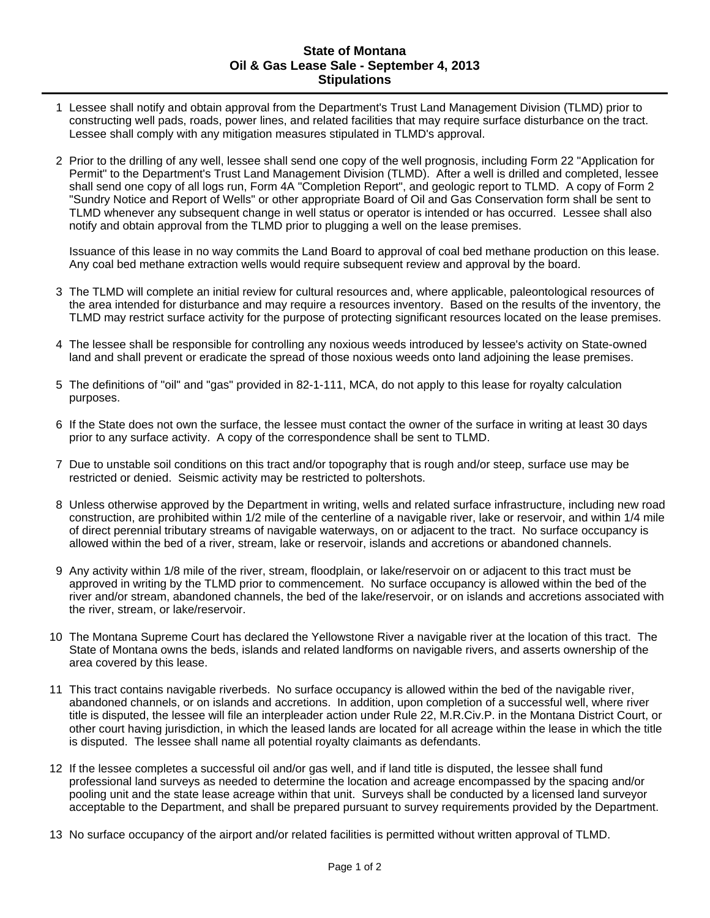**State of Montana**
**Oil & Gas Lease Sale - September 4, 2013**
**Stipulations**

1. Lessee shall notify and obtain approval from the Department's Trust Land Management Division (TLMD) prior to constructing well pads, roads, power lines, and related facilities that may require surface disturbance on the tract. Lessee shall comply with any mitigation measures stipulated in TLMD's approval.

2. Prior to the drilling of any well, lessee shall send one copy of the well prognosis, including Form 22 "Application for Permit" to the Department's Trust Land Management Division (TLMD). After a well is drilled and completed, lessee shall send one copy of all logs run, Form 4A "Completion Report", and geologic report to TLMD. A copy of Form 2 "Sundry Notice and Report of Wells" or other appropriate Board of Oil and Gas Conservation form shall be sent to TLMD whenever any subsequent change in well status or operator is intended or has occurred. Lessee shall also notify and obtain approval from the TLMD prior to plugging a well on the lease premises.

   Issuance of this lease in no way commits the Land Board to approval of coal bed methane production on this lease. Any coal bed methane extraction wells would require subsequent review and approval by the board.

3. The TLMD will complete an initial review for cultural resources and, where applicable, paleontological resources of the area intended for disturbance and may require a resources inventory. Based on the results of the inventory, the TLMD may restrict surface activity for the purpose of protecting significant resources located on the lease premises.

4. The lessee shall be responsible for controlling any noxious weeds introduced by lessee's activity on State-owned land and shall prevent or eradicate the spread of those noxious weeds onto land adjoining the lease premises.

5. The definitions of "oil" and "gas" provided in 82-1-111, MCA, do not apply to this lease for royalty calculation purposes.

6. If the State does not own the surface, the lessee must contact the owner of the surface in writing at least 30 days prior to any surface activity. A copy of the correspondence shall be sent to TLMD.

7. Due to unstable soil conditions on this tract and/or topography that is rough and/or steep, surface use may be restricted or denied. Seismic activity may be restricted to poltershots.

8. Unless otherwise approved by the Department in writing, wells and related surface infrastructure, including new road construction, are prohibited within 1/2 mile of the centerline of a navigable river, lake or reservoir, and within 1/4 mile of direct perennial tributary streams of navigable waterways, on or adjacent to the tract. No surface occupancy is allowed within the bed of a river, stream, lake or reservoir, islands and accretions or abandoned channels.

9. Any activity within 1/8 mile of the river, stream, floodplain, or lake/reservoir on or adjacent to this tract must be approved in writing by the TLMD prior to commencement. No surface occupancy is allowed within the bed of the river and/or stream, abandoned channels, the bed of the lake/reservoir, or on islands and accretions associated with the river, stream, or lake/reservoir.

10. The Montana Supreme Court has declared the Yellowstone River a navigable river at the location of this tract. The State of Montana owns the beds, islands and related landforms on navigable rivers, and asserts ownership of the area covered by this lease.

11. This tract contains navigable riverbeds. No surface occupancy is allowed within the bed of the navigable river, abandoned channels, or on islands and accretions. In addition, upon completion of a successful well, where river title is disputed, the lessee will file an interpleader action under Rule 22, M.R.Civ.P. in the Montana District Court, or other court having jurisdiction, in which the leased lands are located for all acreage within the lease in which the title is disputed. The lessee shall name all potential royalty claimants as defendants.

12. If the lessee completes a successful oil and/or gas well, and if land title is disputed, the lessee shall fund professional land surveys as needed to determine the location and acreage encompassed by the spacing and/or pooling unit and the state lease acreage within that unit. Surveys shall be conducted by a licensed land surveyor acceptable to the Department, and shall be prepared pursuant to survey requirements provided by the Department.

13. No surface occupancy of the airport and/or related facilities is permitted without written approval of TLMD.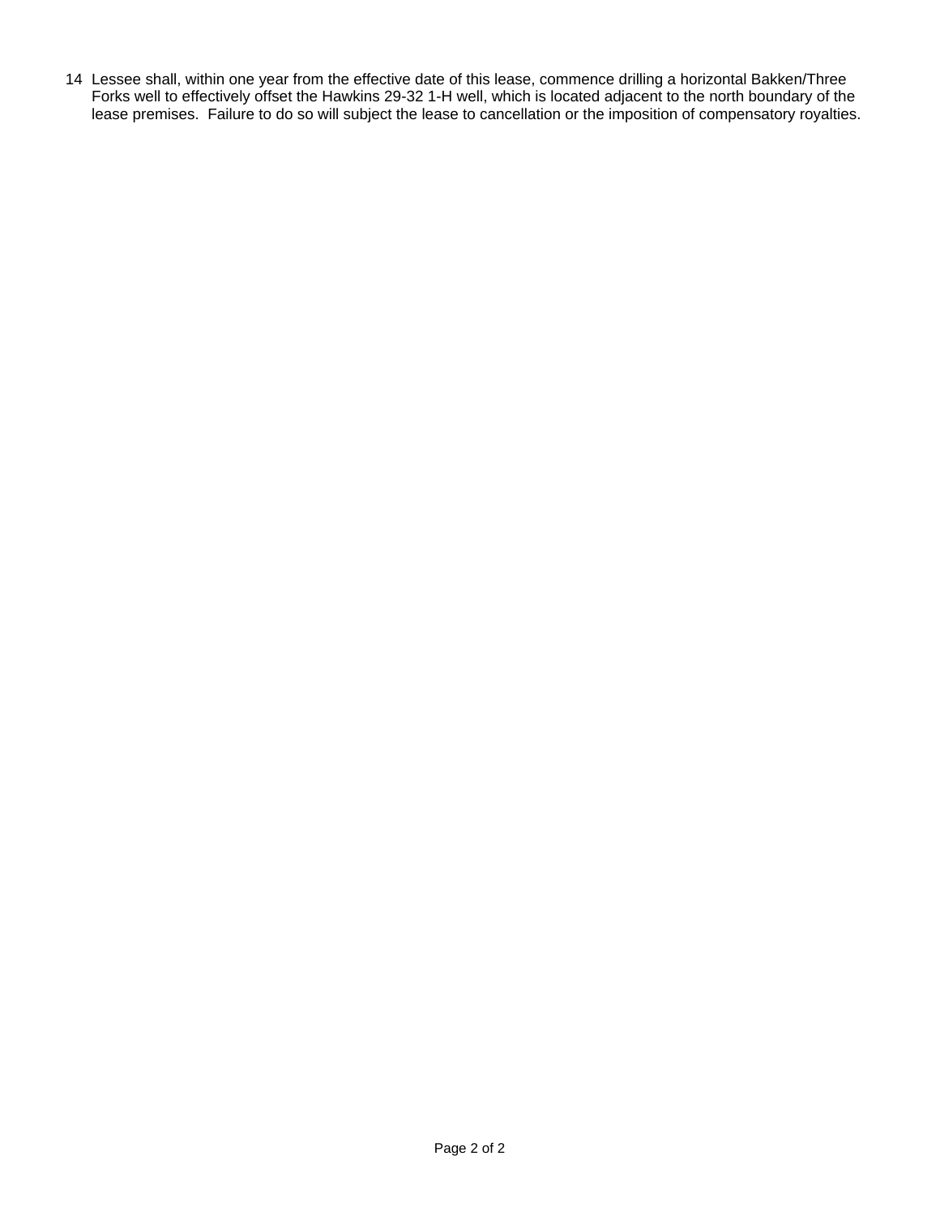14 Lessee shall, within one year from the effective date of this lease, commence drilling a horizontal Bakken/Three Forks well to effectively offset the Hawkins 29-32 1-H well, which is located adjacent to the north boundary of the lease premises. Failure to do so will subject the lease to cancellation or the imposition of compensatory royalties.